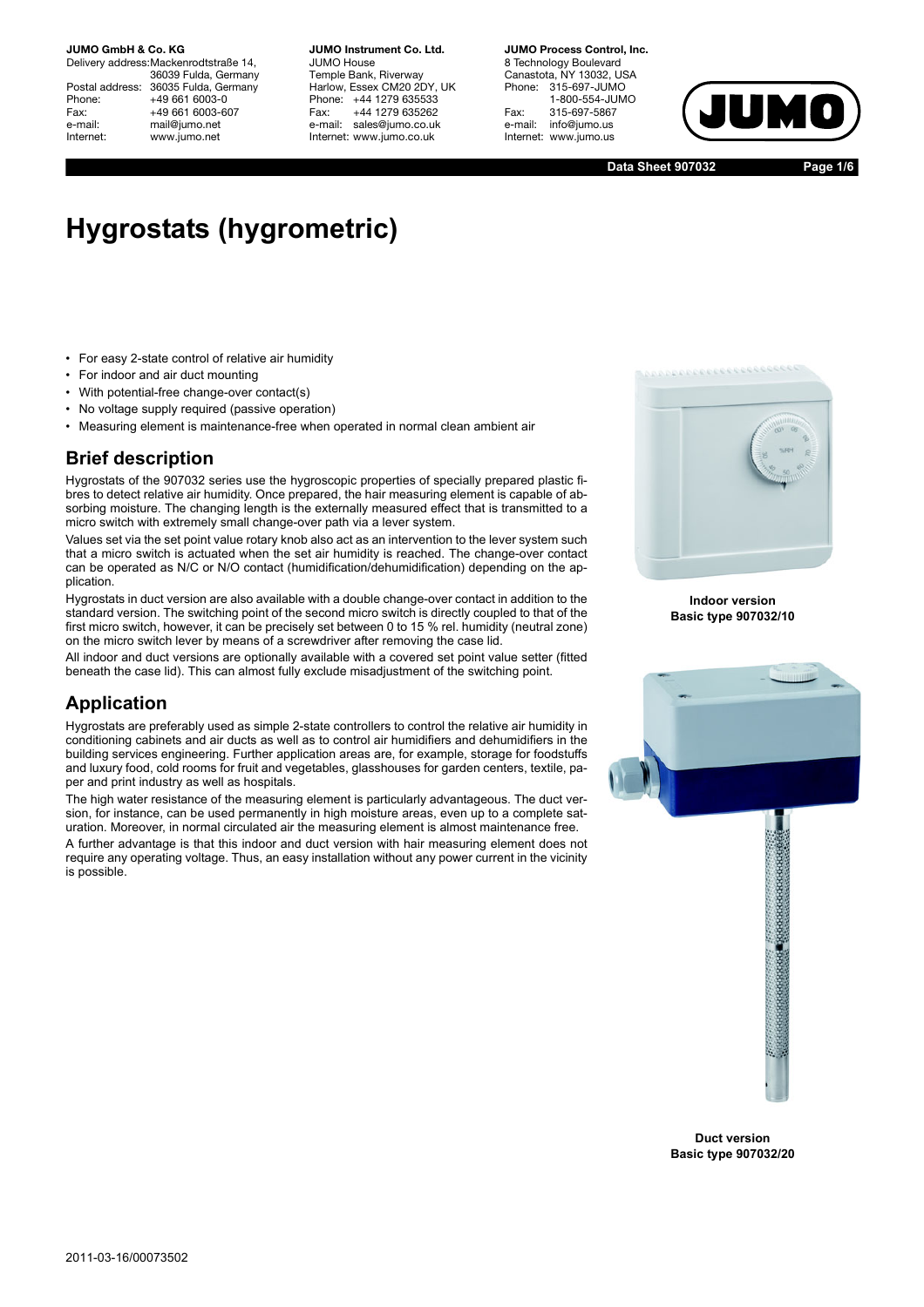**JUMO GmbH & Co. KG**
Delivery address: Mackenrodtstraße 14, 36039 Fulda, Germany
Postal address: 36035 Fulda, Germany
Phone: +49 661 6003-0
Fax: +49 661 6003-607
e-mail: mail@jumo.net
Internet: www.jumo.net

**JUMO Instrument Co. Ltd.**
JUMO House
Temple Bank, Riverway
Harlow, Essex CM20 2DY, UK
Phone: +44 1279 635533
Fax: +44 1279 635262
e-mail: sales@jumo.co.uk
Internet: www.jumo.co.uk

**JUMO Process Control, Inc.**
8 Technology Boulevard
Canastota, NY 13032, USA
Phone: 315-697-JUMO
1-800-554-JUMO
Fax: 315-697-5867
e-mail: info@jumo.us
Internet: www.jumo.us

**Data Sheet 907032**

# Hygrostats (hygrometric)

- For easy 2-state control of relative air humidity
- For indoor and air duct mounting
- With potential-free change-over contact(s)
- No voltage supply required (passive operation)
- Measuring element is maintenance-free when operated in normal clean ambient air

## Brief description

Hygrostats of the 907032 series use the hygroscopic properties of specially prepared plastic fibres to detect relative air humidity. Once prepared, the hair measuring element is capable of absorbing moisture. The changing length is the externally measured effect that is transmitted to a micro switch with extremely small change-over path via a lever system.

Values set via the set point value rotary knob also act as an intervention to the lever system such that a micro switch is actuated when the set air humidity is reached. The change-over contact can be operated as N/C or N/O contact (humidification/dehumidification) depending on the application.

Hygrostats in duct version are also available with a double change-over contact in addition to the standard version. The switching point of the second micro switch is directly coupled to that of the first micro switch, however, it can be precisely set between 0 to 15 % rel. humidity (neutral zone) on the micro switch lever by means of a screwdriver after removing the case lid.

All indoor and duct versions are optionally available with a covered set point value setter (fitted beneath the case lid). This can almost fully exclude misadjustment of the switching point.

## Application

Hygrostats are preferably used as simple 2-state controllers to control the relative air humidity in conditioning cabinets and air ducts as well as to control air humidifiers and dehumidifiers in the building services engineering. Further application areas are, for example, storage for foodstuffs and luxury food, cold rooms for fruit and vegetables, glasshouses for garden centers, textile, paper and print industry as well as hospitals.

The high water resistance of the measuring element is particularly advantageous. The duct version, for instance, can be used permanently in high moisture areas, even up to a complete saturation. Moreover, in normal circulated air the measuring element is almost maintenance free.

A further advantage is that this indoor and duct version with hair measuring element does not require any operating voltage. Thus, an easy installation without any power current in the vicinity is possible.

**Indoor version**
**Basic type 907032/10**

**Duct version**
**Basic type 907032/20**

2011-03-16/00073502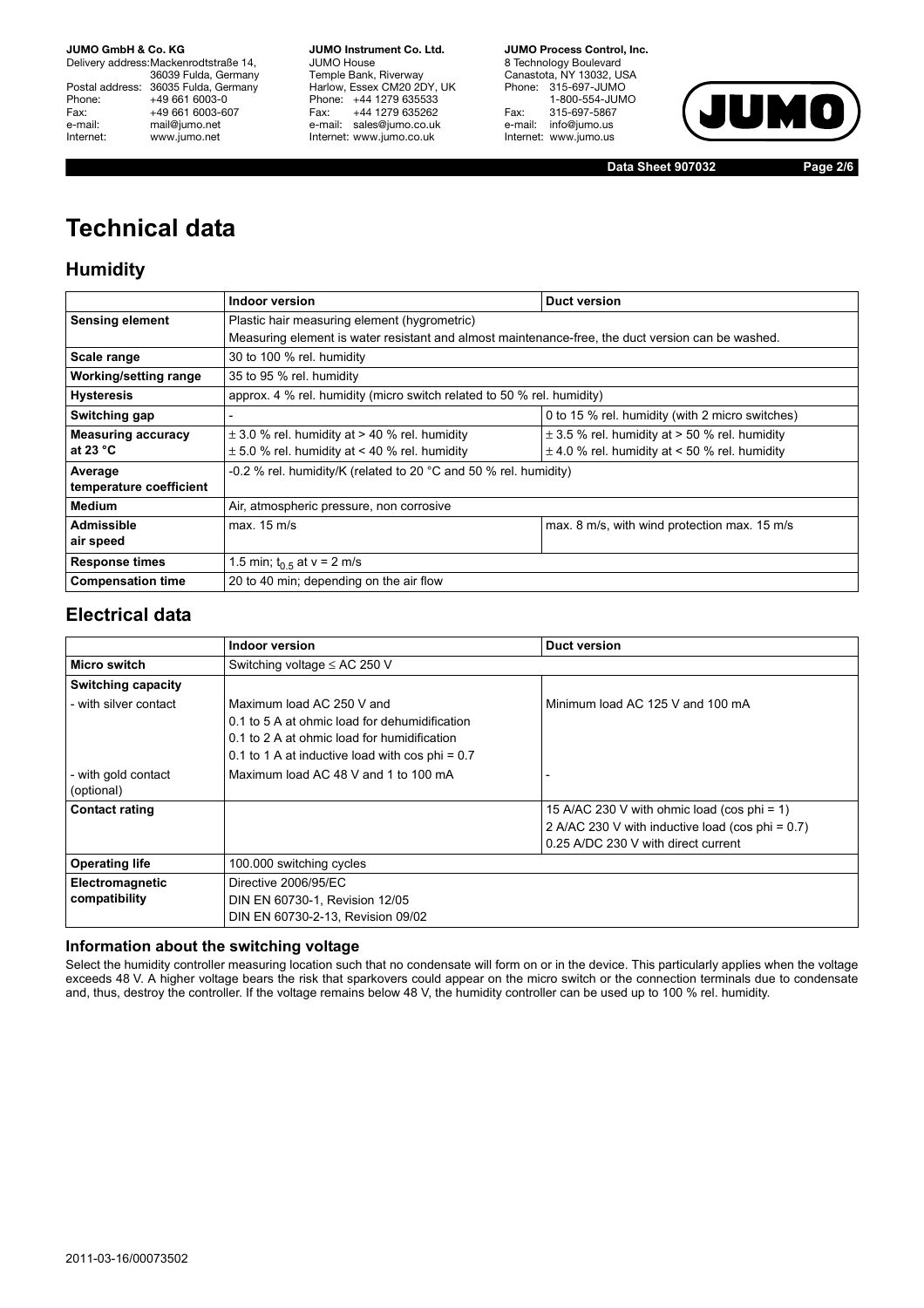# Technical data

## Humidity

| | Indoor version | Duct version |
|---|---|---|
| **Sensing element** | Plastic hair measuring element (hygrometric)<br>Measuring element is water resistant and almost maintenance-free, the duct version can be washed. | |
| **Scale range** | 30 to 100 % rel. humidity | |
| **Working/setting range** | 35 to 95 % rel. humidity | |
| **Hysteresis** | approx. 4 % rel. humidity (micro switch related to 50 % rel. humidity) | |
| **Switching gap** | - | 0 to 15 % rel. humidity (with 2 micro switches) |
| **Measuring accuracy at 23 °C** | ± 3.0 % rel. humidity at > 40 % rel. humidity<br>± 5.0 % rel. humidity at < 40 % rel. humidity | ± 3.5 % rel. humidity at > 50 % rel. humidity<br>± 4.0 % rel. humidity at < 50 % rel. humidity |
| **Average temperature coefficient** | -0.2 % rel. humidity/K (related to 20 °C and 50 % rel. humidity) | |
| **Medium** | Air, atmospheric pressure, non corrosive | |
| **Admissible air speed** | max. 15 m/s | max. 8 m/s, with wind protection max. 15 m/s |
| **Response times** | 1.5 min; $t_{0.5}$ at v = 2 m/s | |
| **Compensation time** | 20 to 40 min; depending on the air flow | |

## Electrical data

| | Indoor version | Duct version |
|---|---|---|
| **Micro switch** | Switching voltage ≤ AC 250 V | |
| **Switching capacity** | | |
| - with silver contact | Maximum load AC 250 V and<br>0.1 to 5 A at ohmic load for dehumidification<br>0.1 to 2 A at ohmic load for humidification<br>0.1 to 1 A at inductive load with cos phi = 0.7 | Minimum load AC 125 V and 100 mA |
| - with gold contact (optional) | Maximum load AC 48 V and 1 to 100 mA | - |
| **Contact rating** | | 15 A/AC 230 V with ohmic load (cos phi = 1)<br>2 A/AC 230 V with inductive load (cos phi = 0.7)<br>0.25 A/DC 230 V with direct current |
| **Operating life** | 100.000 switching cycles | |
| **Electromagnetic compatibility** | Directive 2006/95/EC<br>DIN EN 60730-1, Revision 12/05<br>DIN EN 60730-2-13, Revision 09/02 | |

### Information about the switching voltage

Select the humidity controller measuring location such that no condensate will form on or in the device. This particularly applies when the voltage exceeds 48 V. A higher voltage bears the risk that sparkovers could appear on the micro switch or the connection terminals due to condensate and, thus, destroy the controller. If the voltage remains below 48 V, the humidity controller can be used up to 100 % rel. humidity.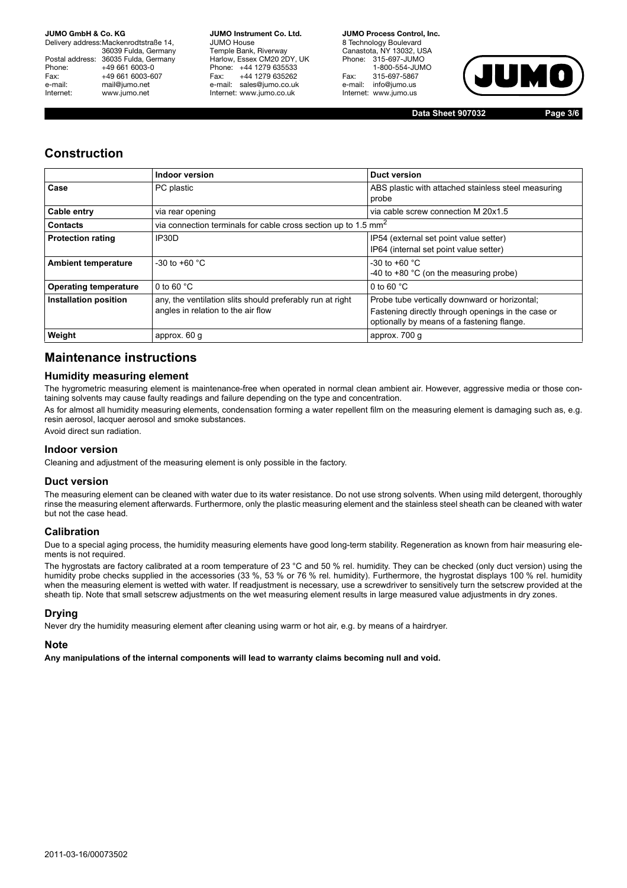## Construction

| | Indoor version | Duct version |
|---|---|---|
| **Case** | PC plastic | ABS plastic with attached stainless steel measuring probe |
| **Cable entry** | via rear opening | via cable screw connection M 20x1.5 |
| **Contacts** | via connection terminals for cable cross section up to 1.5 $mm^2$ | |
| **Protection rating** | IP30D | IP54 (external set point value setter)<br>IP64 (internal set point value setter) |
| **Ambient temperature** | -30 to +60 °C | -30 to +60 °C<br>-40 to +80 °C (on the measuring probe) |
| **Operating temperature** | 0 to 60 °C | 0 to 60 °C |
| **Installation position** | any, the ventilation slits should preferably run at right angles in relation to the air flow | Probe tube vertically downward or horizontal;<br>Fastening directly through openings in the case or optionally by means of a fastening flange. |
| **Weight** | approx. 60 g | approx. 700 g |

## Maintenance instructions

### Humidity measuring element

The hygrometric measuring element is maintenance-free when operated in normal clean ambient air. However, aggressive media or those containing solvents may cause faulty readings and failure depending on the type and concentration.

As for almost all humidity measuring elements, condensation forming a water repellent film on the measuring element is damaging such as, e.g. resin aerosol, lacquer aerosol and smoke substances.

Avoid direct sun radiation.

### Indoor version

Cleaning and adjustment of the measuring element is only possible in the factory.

### Duct version

The measuring element can be cleaned with water due to its water resistance. Do not use strong solvents. When using mild detergent, thoroughly rinse the measuring element afterwards. Furthermore, only the plastic measuring element and the stainless steel sheath can be cleaned with water but not the case head.

### Calibration

Due to a special aging process, the humidity measuring elements have good long-term stability. Regeneration as known from hair measuring elements is not required.

The hygrostats are factory calibrated at a room temperature of 23 °C and 50 % rel. humidity. They can be checked (only duct version) using the humidity probe checks supplied in the accessories (33 %, 53 % or 76 % rel. humidity). Furthermore, the hygrostat displays 100 % rel. humidity when the measuring element is wetted with water. If readjustment is necessary, use a screwdriver to sensitively turn the setscrew provided at the sheath tip. Note that small setscrew adjustments on the wet measuring element results in large measured value adjustments in dry zones.

### Drying

Never dry the humidity measuring element after cleaning using warm or hot air, e.g. by means of a hairdryer.

### Note

**Any manipulations of the internal components will lead to warranty claims becoming null and void.**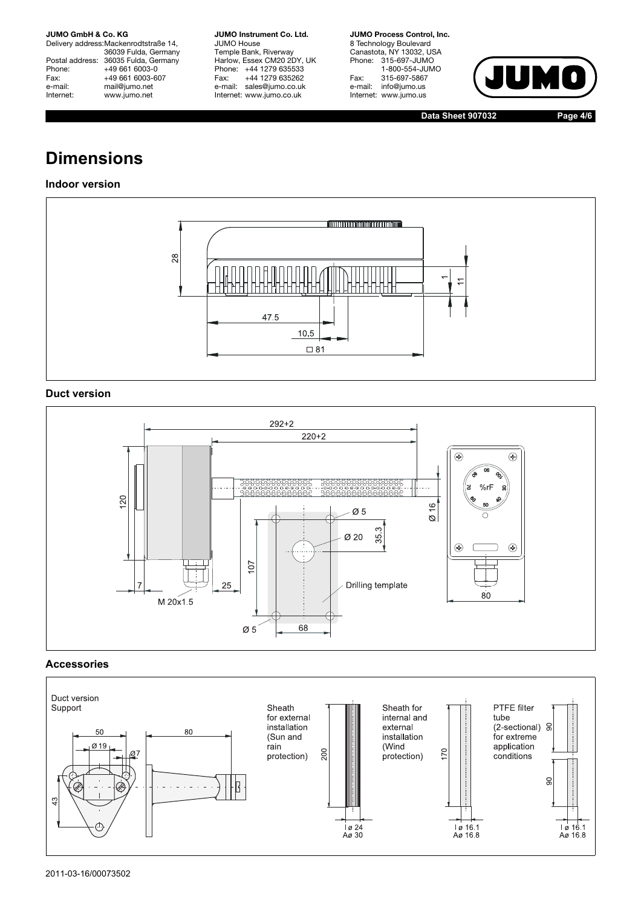# Dimensions

### Indoor version

28

47.5

10.5

□ 81

1

11

### Duct version

292+2

220+2

120

7

25

M 20x1.5

Ø 5

Ø 20

35.3

107

Ø 5

68

Drilling template

Ø 16

%rF

80

### Accessories

Duct version
Support

50

Ø 19

Ø7

43

80

Sheath for external installation (Sun and rain protection)

200

I ø 24
Aø 30

Sheath for internal and external installation (Wind protection)

170

I ø 16.1
Aø 16.8

PTFE filter tube (2-sectional) for extreme application conditions

90

90

I ø 16.1
Aø 16.8

2011-03-16/00073502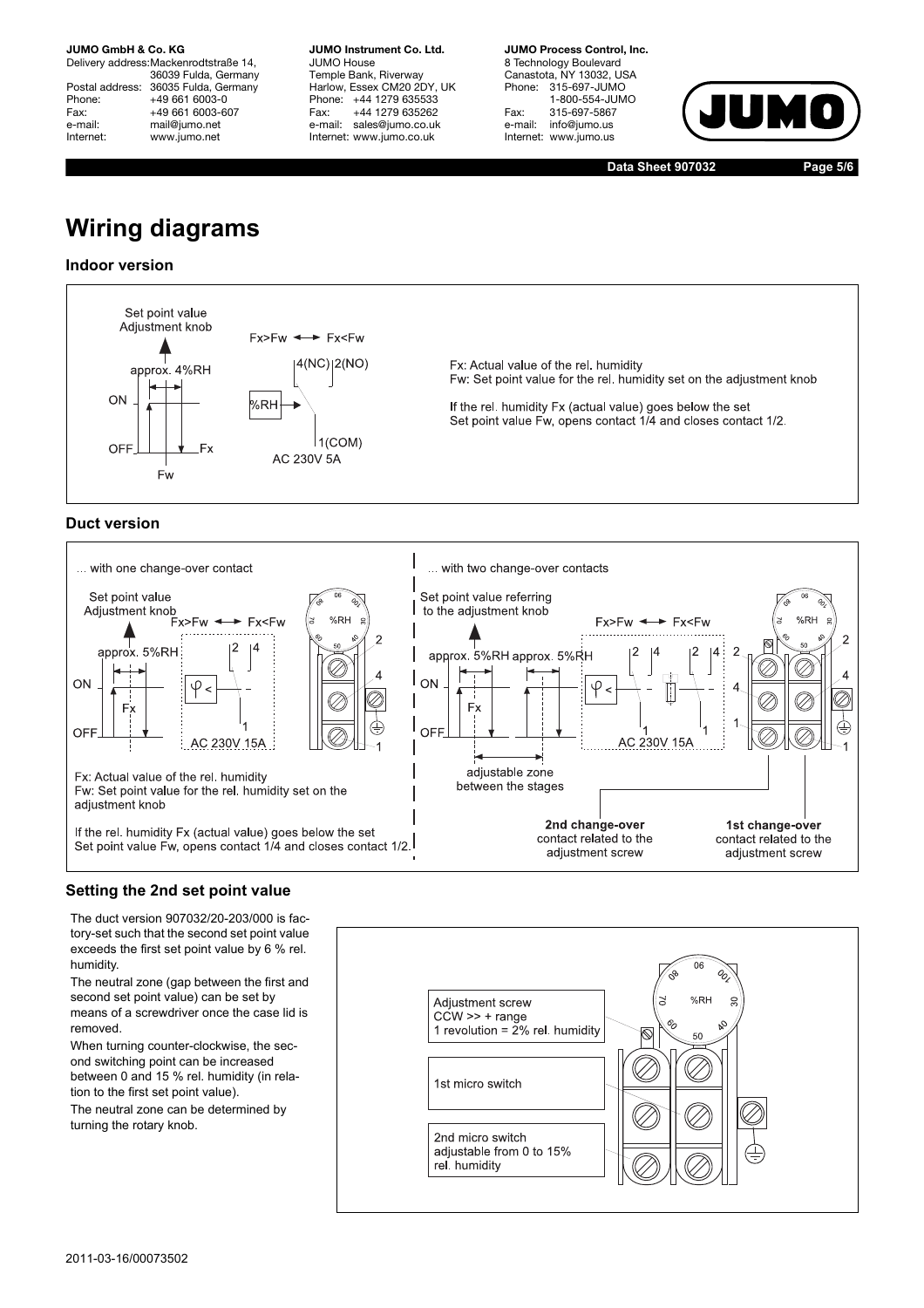# Wiring diagrams

### Indoor version

Set point value Adjustment knob

approx. 4%RH

ON

OFF

Fx

Fw

Fx>Fw ←→ Fx<Fw

4(NC) 2(NO)

%RH

1(COM)

AC 230V 5A

Fx: Actual value of the rel. humidity
Fw: Set point value for the rel. humidity set on the adjustment knob

If the rel. humidity Fx (actual value) goes below the set Set point value Fw, opens contact 1/4 and closes contact 1/2.

### Duct version

... with one change-over contact

Set point value Adjustment knob

Fx>Fw ←→ Fx<Fw

approx. 5%RH

ON

Fx

OFF

AC 230V 15A

Fx: Actual value of the rel. humidity
Fw: Set point value for the rel. humidity set on the adjustment knob

If the rel. humidity Fx (actual value) goes below the set Set point value Fw, opens contact 1/4 and closes contact 1/2.

... with two change-over contacts

Set point value referring to the adjustment knob

Fx>Fw ←→ Fx<Fw

approx. 5%RH approx. 5%RH

ON

Fx

OFF

AC 230V 15A

adjustable zone between the stages

**2nd change-over** contact related to the adjustment screw

**1st change-over** contact related to the adjustment screw

### Setting the 2nd set point value

The duct version 907032/20-203/000 is factory-set such that the second set point value exceeds the first set point value by 6 % rel. humidity.

The neutral zone (gap between the first and second set point value) can be set by means of a screwdriver once the case lid is removed.

When turning counter-clockwise, the second switching point can be increased between 0 and 15 % rel. humidity (in relation to the first set point value).

The neutral zone can be determined by turning the rotary knob.

Adjustment screw
CCW >> + range
1 revolution = 2% rel. humidity

1st micro switch

2nd micro switch
adjustable from 0 to 15%
rel. humidity

2011-03-16/00073502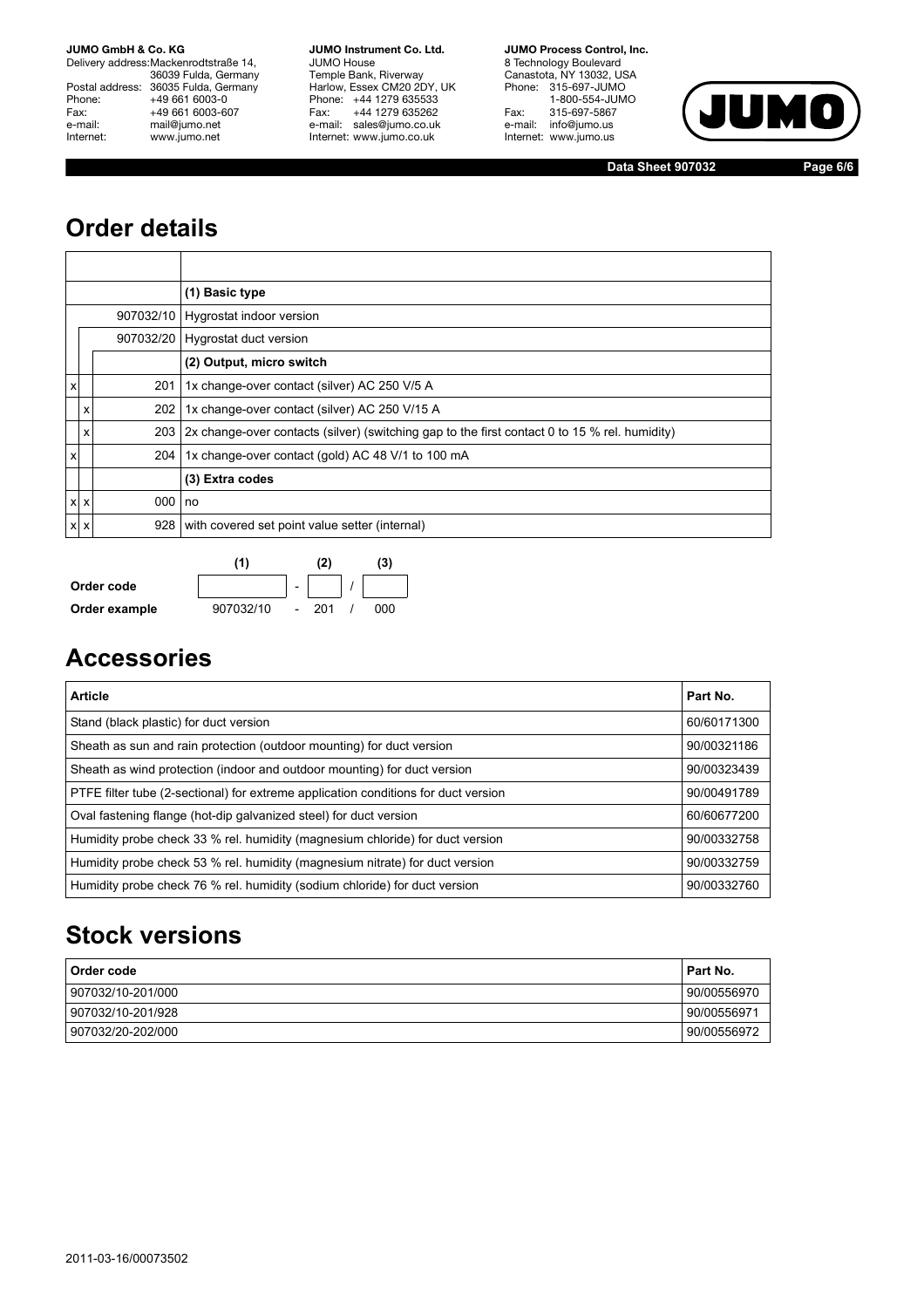## Order details

| | | | |
|---|---|---|---|
| | | | **(1) Basic type** |
| | | 907032/10 | Hygrostat indoor version |
| | | 907032/20 | Hygrostat duct version |
| | | | **(2) Output, micro switch** |
| x | | 201 | 1x change-over contact (silver) AC 250 V/5 A |
| | x | 202 | 1x change-over contact (silver) AC 250 V/15 A |
| | x | 203 | 2x change-over contacts (silver) (switching gap to the first contact 0 to 15 % rel. humidity) |
| x | | 204 | 1x change-over contact (gold) AC 48 V/1 to 100 mA |
| | | | **(3) Extra codes** |
| x | x | 000 | no |
| x | x | 928 | with covered set point value setter (internal) |

| | (1) | | (2) | | (3) |
|---|---|---|---|---|---|
| **Order code** | | - | | / | |
| **Order example** | 907032/10 | - | 201 | / | 000 |

## Accessories

| **Article** | **Part No.** |
|---|---|
| Stand (black plastic) for duct version | 60/60171300 |
| Sheath as sun and rain protection (outdoor mounting) for duct version | 90/00321186 |
| Sheath as wind protection (indoor and outdoor mounting) for duct version | 90/00323439 |
| PTFE filter tube (2-sectional) for extreme application conditions for duct version | 90/00491789 |
| Oval fastening flange (hot-dip galvanized steel) for duct version | 60/60677200 |
| Humidity probe check 33 % rel. humidity (magnesium chloride) for duct version | 90/00332758 |
| Humidity probe check 53 % rel. humidity (magnesium nitrate) for duct version | 90/00332759 |
| Humidity probe check 76 % rel. humidity (sodium chloride) for duct version | 90/00332760 |

## Stock versions

| **Order code** | **Part No.** |
|---|---|
| 907032/10-201/000 | 90/00556970 |
| 907032/10-201/928 | 90/00556971 |
| 907032/20-202/000 | 90/00556972 |

2011-03-16/00073502